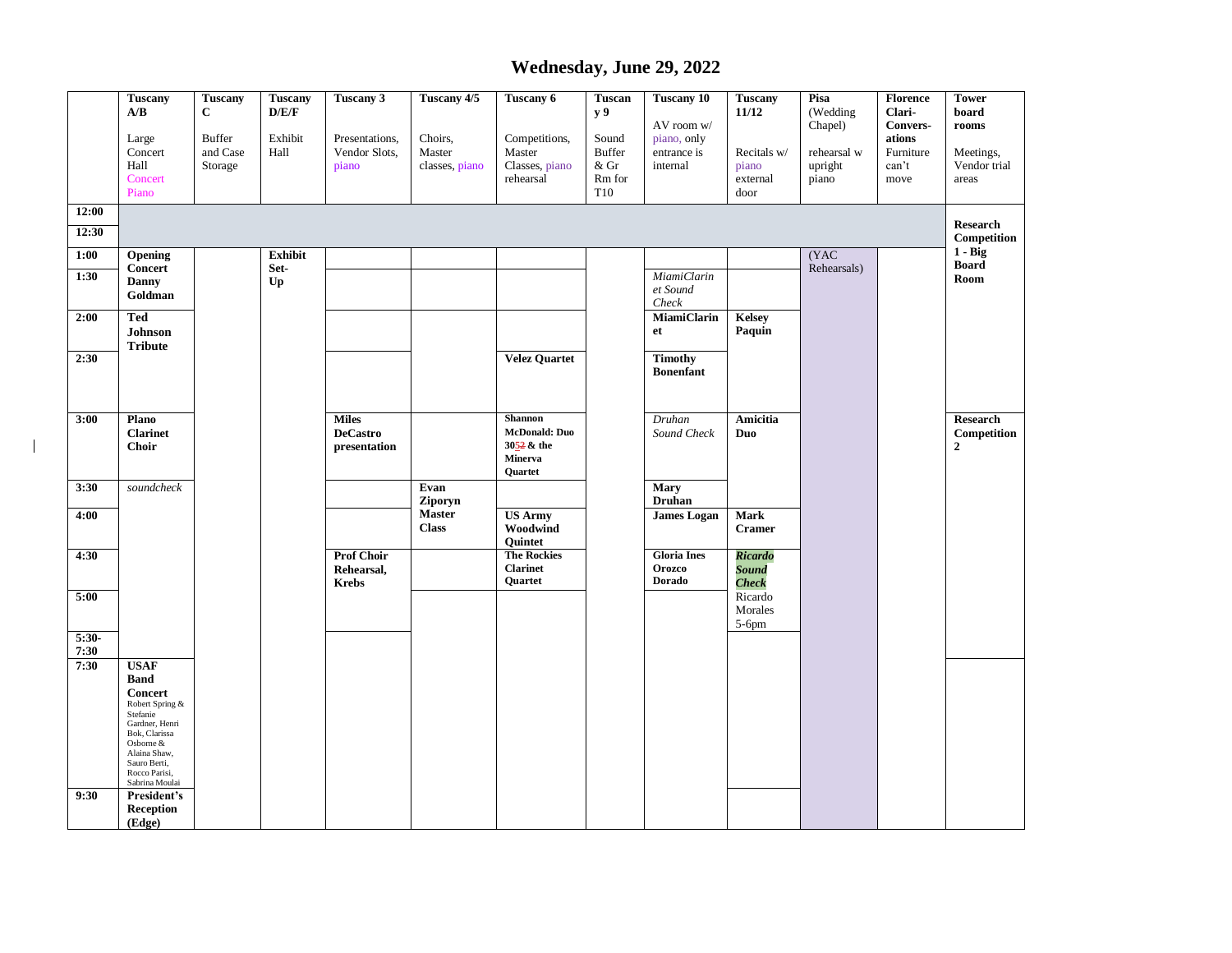# Wednesday, June 29, 2022

| | Tuscany A/B<br>Large Concert Hall<br>Concert Piano | Tuscany C<br>Buffer and Case Storage | Tuscany D/E/F<br>Exhibit Hall | Tuscany 3<br>Presentations, Vendor Slots, piano | Tuscany 4/5<br>Choirs, Master classes, piano | Tuscany 6<br>Competitions, Master Classes, piano rehearsal | Tuscany 9<br>Sound Buffer & Gr Rm for T10 | Tuscany 10<br>AV room w/ piano, only entrance is internal | Tuscany 11/12<br>Recitals w/ piano external door | Pisa (Wedding Chapel)<br>rehearsal w upright piano | Florence Clari-Convers-ations<br>Furniture can't move | Tower board rooms<br>Meetings, Vendor trial areas |
|---|---|---|---|---|---|---|---|---|---|---|---|---|
| 12:00 | | | | | | | | | | | | **Research Competition 1 - Big Board Room** |
| 12:30 | | | | | | | | | | | | |
| 1:00 | **Opening Concert Danny Goldman** | | **Exhibit Set-Up** | | | | | | | (YAC Rehearsals) | | |
| 1:30 | | | | | | | | *MiamiClarinet Sound Check* | | | | |
| 2:00 | **Ted Johnson Tribute** | | | | | | | **MiamiClarinet** | **Kelsey Paquin** | | | |
| 2:30 | | | | | | **Velez Quartet** | | **Timothy Bonenfant** | | | | |
| 3:00 | **Plano Clarinet Choir** | | | **Miles DeCastro presentation** | | **Shannon McDonald: Duo 30~~52~~ & the Minerva Quartet** | | *Druhan Sound Check* | **Amicitia Duo** | | | **Research Competition 2** |
| 3:30 | *soundcheck* | | | | **Evan Ziporyn Master Class** | | | **Mary Druhan** | | | | |
| 4:00 | | | | | | **US Army Woodwind Quintet** | | **James Logan** | **Mark Cramer** | | | |
| 4:30 | | | | **Prof Choir Rehearsal, Krebs** | | **The Rockies Clarinet Quartet** | | **Gloria Ines Orozco Dorado** | ***Ricardo Sound Check*** | | | |
| 5:00 | | | | | | | | | Ricardo Morales 5-6pm | | | |
| 5:30-7:30 | | | | | | | | | | | | |
| 7:30 | **USAF Band Concert** Robert Spring & Stefanie Gardner, Henri Bok, Clarissa Osborne & Alaina Shaw, Sauro Berti, Rocco Parisi, Sabrina Moulai | | | | | | | | | | | |
| 9:30 | **President's Reception (Edge)** | | | | | | | | | | | |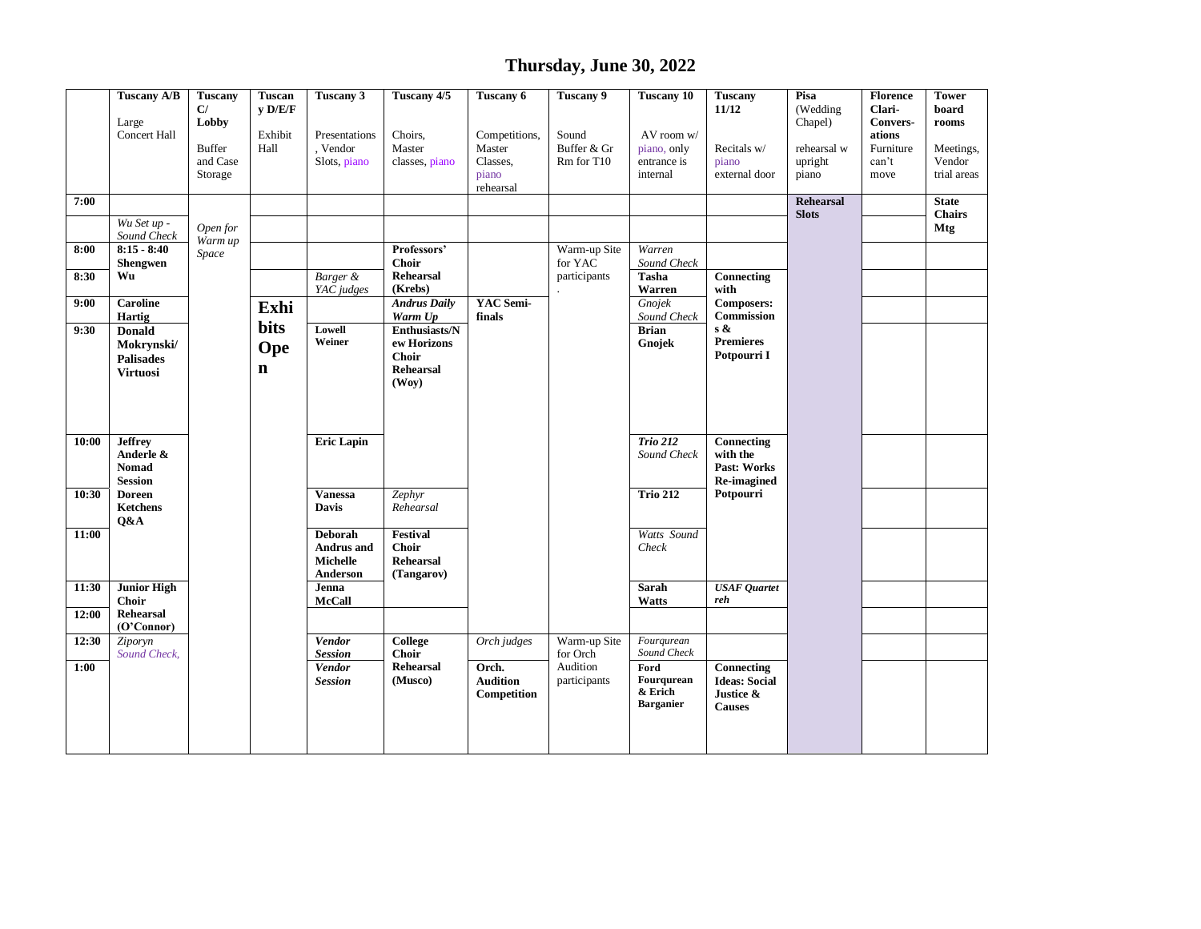# Thursday, June 30, 2022

| | Tuscany A/B Large Concert Hall | Tuscany C/ Lobby Buffer and Case Storage | Tuscany D/E/F Exhibit Hall | Tuscany 3 Presentations, Vendor Slots, piano | Tuscany 4/5 Choirs, Master classes, piano | Tuscany 6 Competitions, Master Classes, piano rehearsal | Tuscany 9 Sound Buffer & Gr Rm for T10 | Tuscany 10 AV room w/ piano, only entrance is internal | Tuscany 11/12 Recitals w/ piano external door | Pisa (Wedding Chapel) rehearsal w upright piano | Florence Clari-Convers-ations Furniture can't move | Tower board rooms Meetings, Vendor trial areas |
|---|---|---|---|---|---|---|---|---|---|---|---|---|
| **7:00** | | | | | | | | | | **Rehearsal Slots** | | **State Chairs Mtg** |
| | *Wu Set up - Sound Check* | *Open for Warm up Space* | | | | | | | | | | |
| **8:00** | **8:15 - 8:40 Shengwen Wu** | | | | **Professors' Choir Rehearsal (Krebs)** | | Warm-up Site for YAC participants . | *Warren Sound Check* | | | | |
| **8:30** | | | | *Barger & YAC judges* | | | | **Tasha Warren** | **Connecting with Composers: Commissions & Premieres Potpourri I** | | | |
| **9:00** | **Caroline Hartig** | | **Exhibits Open** | | ***Andrus Daily Warm Up*** | **YAC Semi-finals** | | *Gnojek Sound Check* | | | | |
| **9:30** | **Donald Mokrynski/ Palisades Virtuosi** | | | **Lowell Weiner** | **Enthusiasts/New Horizons Choir Rehearsal (Woy)** | | | **Brian Gnojek** | | | | |
| **10:00** | **Jeffrey Anderle & Nomad Session** | | | **Eric Lapin** | | | | ***Trio 212*** *Sound Check* | **Connecting with the Past: Works Re-imagined Potpourri** | | | |
| **10:30** | **Doreen Ketchens Q&A** | | | **Vanessa Davis** | *Zephyr Rehearsal* | | | **Trio 212** | | | | |
| **11:00** | | | | **Deborah Andrus and Michelle Anderson** | **Festival Choir Rehearsal (Tangarov)** | | | *Watts Sound Check* | | | | |
| **11:30** | **Junior High Choir Rehearsal (O'Connor)** | | | **Jenna McCall** | | | | **Sarah Watts** | ***USAF Quartet reh*** | | | |
| **12:00** | | | | | | | | | | | | |
| **12:30** | *Ziporyn Sound Check,* | | | ***Vendor Session*** | **College Choir Rehearsal (Musco)** | *Orch judges* | Warm-up Site for Orch Audition participants | *Fourqurean Sound Check* | | | | |
| **1:00** | | | | ***Vendor Session*** | | **Orch. Audition Competition** | | **Ford Fourqurean & Erich Barganier** | **Connecting Ideas: Social Justice & Causes** | | | |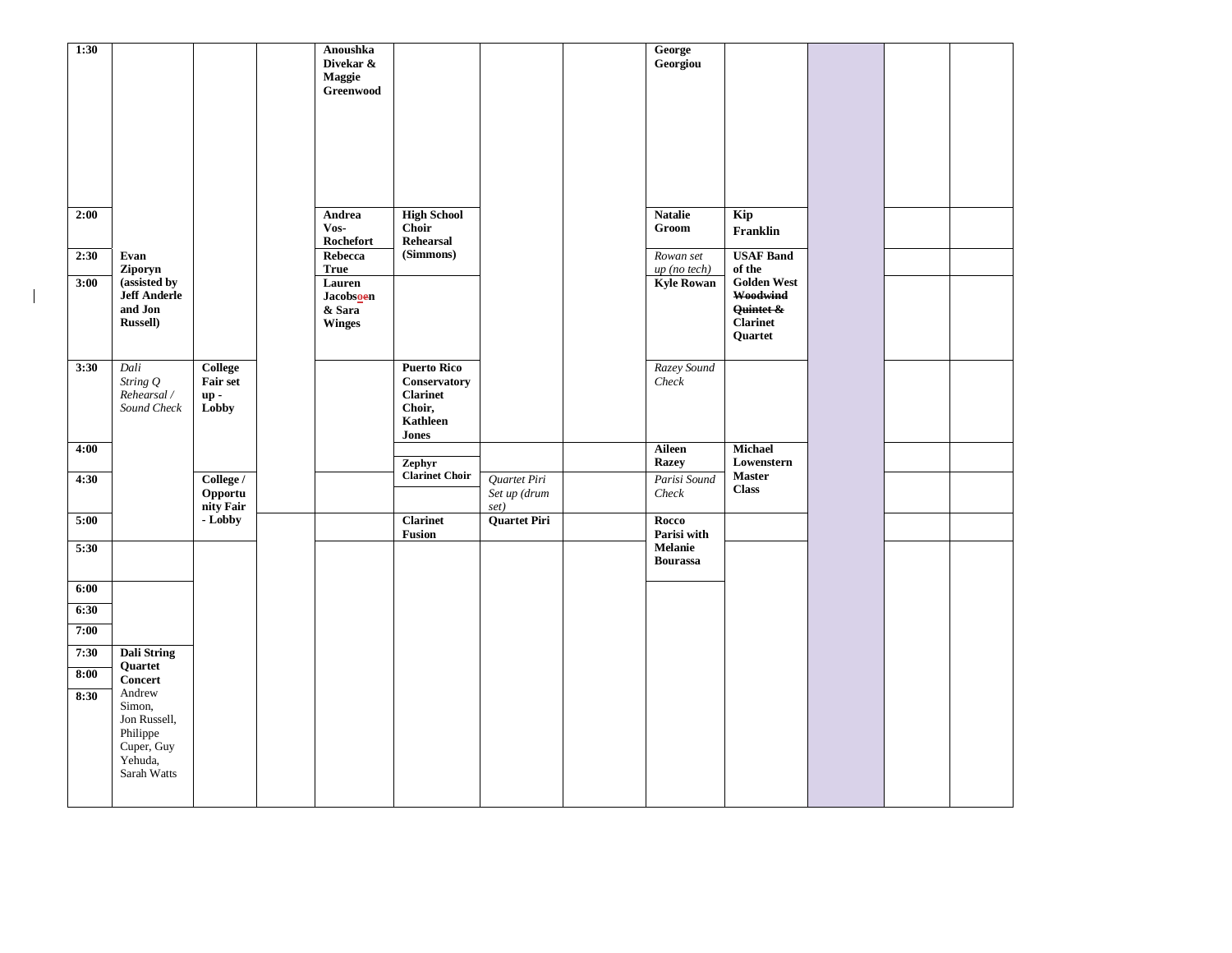| | | | | | | | | | | | | |
|---|---|---|---|---|---|---|---|---|---|---|---|---|
| **1:30** | | | | **Anoushka Divekar & Maggie Greenwood** | | | | **George Georgiou** | | | | |
| **2:00** | | | | **Andrea Vos-Rochefort** | **High School Choir Rehearsal (Simmons)** | | | **Natalie Groom** | **Kip Franklin** | | | |
| **2:30** | **Evan Ziporyn (assisted by Jeff Anderle and Jon Russell)** | | | **Rebecca True** | | | | *Rowan set up (no tech)* | **USAF Band of the Golden West ~~Woodwind Quintet &~~ Clarinet Quartet** | | | |
| **3:00** | | | | **Lauren Jacobsoen & Sara Winges** | | | | **Kyle Rowan** | | | | |
| **3:30** | *Dali String Q Rehearsal / Sound Check* | **College Fair set up - Lobby** | | | **Puerto Rico Conservatory Clarinet Choir, Kathleen Jones** | | | *Razey Sound Check* | | | | |
| **4:00** | | | | | **Zephyr Clarinet Choir** | | | **Aileen Razey** | **Michael Lowenstern Master Class** | | | |
| **4:30** | | **College / Opportunity Fair - Lobby** | | | | *Quartet Piri Set up (drum set)* | | *Parisi Sound Check* | | | | |
| **5:00** | | | | | **Clarinet Fusion** | **Quartet Piri** | | **Rocco Parisi with Melanie Bourassa** | | | | |
| **5:30** | | | | | | | | | | | | |
| **6:00** | | | | | | | | | | | | |
| **6:30** | | | | | | | | | | | | |
| **7:00** | | | | | | | | | | | | |
| **7:30** | **Dali String Quartet Concert** Andrew Simon, Jon Russell, Philippe Cuper, Guy Yehuda, Sarah Watts | | | | | | | | | | | |
| **8:00** | | | | | | | | | | | | |
| **8:30** | | | | | | | | | | | | |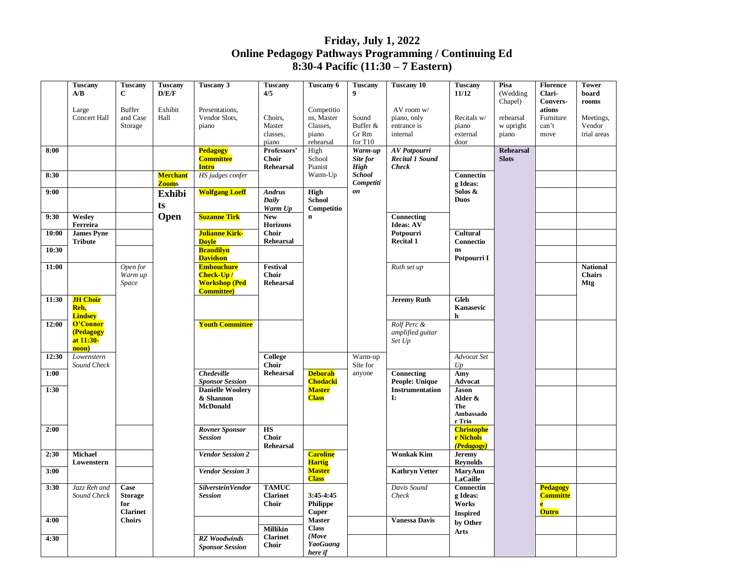# Friday, July 1, 2022
## Online Pedagogy Pathways Programming / Continuing Ed
## 8:30-4 Pacific (11:30 – 7 Eastern)

| | Tuscany A/B<br>Large Concert Hall | Tuscany C<br>Buffer and Case Storage | Tuscany D/E/F<br>Exhibit Hall | Tuscany 3<br>Presentations, Vendor Slots, piano | Tuscany 4/5<br>Choirs, Master classes, piano | Tuscany 6<br>Competitions, Master Classes, piano rehearsal | Tuscany 9<br>Sound Buffer & Gr Rm for T10 | Tuscany 10<br>AV room w/ piano, only entrance is internal | Tuscany 11/12<br>Recitals w/ piano external door | Pisa (Wedding Chapel)<br>rehearsal w upright piano | Florence Clari-Convers-ations<br>Furniture can't move | Tower board rooms<br>Meetings, Vendor trial areas |
|---|---|---|---|---|---|---|---|---|---|---|---|---|
| 8:00 | | | | **Pedagogy Committee Intro** | **Professors' Choir Rehearsal** | High School Pianist Warm-Up | ***Warm-up Site for High School Competition*** | ***AV Potpourri Recital 1 Sound Check*** | | **Rehearsal Slots** | | |
| 8:30 | | | **Merchant Zooms** | *HS judges confer* | | | | | **Connecting Ideas: Solos & Duos** | | | |
| 9:00 | | | **Exhibits Open** | **Wolfgang Loeff** | ***Andrus Daily Warm Up*** | **High School Competition** | | | | | | |
| 9:30 | **Wesley Ferreira** | | | **Suzanne Tirk** | **New Horizons Choir Rehearsal** | | | **Connecting Ideas: AV Potpourri Recital 1** | | | | |
| 10:00 | **James Pyne Tribute** | | | **Julianne Kirk-Doyle** | | | | | **Cultural Connections Potpourri I** | | | |
| 10:30 | | | | **Brandilyn Davidson** | | | | | | | | |
| 11:00 | | *Open for Warm up Space* | | **Embouchure Check-Up / Workshop (Ped Committee)** | **Festival Choir Rehearsal** | | | *Ruth set up* | | | | **National Chairs Mtg** |
| 11:30 | **JH Choir Reh, Lindsey O'Connor (Pedagogy at 11:30-noon)** | | | | | | | **Jeremy Ruth** | **Gleb Kanasevich** | | | |
| 12:00 | | | | **Youth Committee** | | | | *Rolf Perc & amplified guitar Set Up* | | | | |
| 12:30 | *Lowenstern Sound Check* | | | | **College Choir Rehearsal** | | Warm-up Site for anyone | | *Advocat Set Up* | | | |
| 1:00 | | | | ***Chedeville Sponsor Session*** | | **Deborah Chodacki Master Class** | | **Connecting People: Unique Instrumentation I:** | **Amy Advocat** | | | |
| 1:30 | | | | **Danielle Woolery & Shannon McDonald** | | | | | **Jason Alder & The Ambassador Trio** | | | |
| 2:00 | | | | ***Rovner Sponsor Session*** | **HS Choir Rehearsal** | | | | ***Christopher Nichols (Pedagogy)*** | | | |
| 2:30 | **Michael Lowenstern** | | | ***Vendor Session 2*** | | **Caroline Hartig Master Class** | | **Wonkak Kim** | **Jeremy Reynolds** | | | |
| 3:00 | | | | ***Vendor Session 3*** | | | | **Kathryn Vetter** | **MaryAnn LaCaille** | | | |
| 3:30 | *Jazz Reh and Sound Check* | **Case Storage for Clarinet Choirs** | | ***SilversteinVendor Session*** | **TAMUC Clarinet Choir** | **3:45-4:45 Philippe Cuper Master Class *(Move YaoGuang here if*** | | *Davis Sound Check* | **Connecting Ideas: Works Inspired by Other Arts** | | **Pedagogy Committee Outro** | |
| 4:00 | | | | | **Millikin Clarinet Choir** | | | **Vanessa Davis** | | | | |
| 4:30 | | | | ***RZ Woodwinds Sponsor Session*** | | | | | | | | |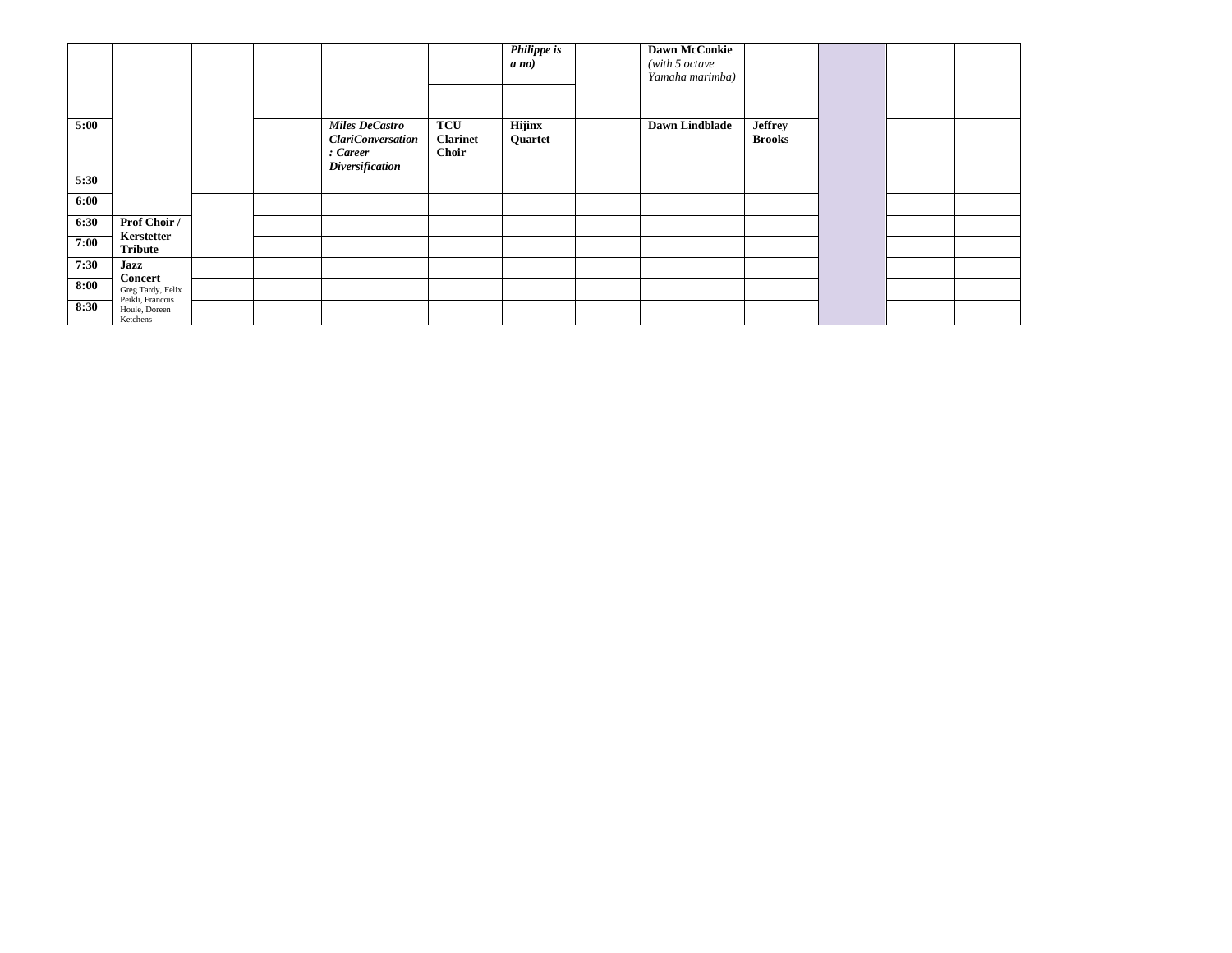| | | | | | | | | | | | | |
|---|---|---|---|---|---|---|---|---|---|---|---|---|
| | | | | | | ***Philippe is a no)*** | | **Dawn McConkie** *(with 5 octave Yamaha marimba)* | | | | |
| | | | | | | | | | | | | |
| **5:00** | | | | ***Miles DeCastro ClariConversation : Career Diversification*** | **TCU Clarinet Choir** | **Hijinx Quartet** | | **Dawn Lindblade** | **Jeffrey Brooks** | | | |
| **5:30** | | | | | | | | | | | | |
| **6:00** | | | | | | | | | | | | |
| **6:30** | **Prof Choir / Kerstetter Tribute** | | | | | | | | | | | |
| **7:00** | | | | | | | | | | | | |
| **7:30** | **Jazz Concert** Greg Tardy, Felix Peikli, Francois Houle, Doreen Ketchens | | | | | | | | | | | |
| **8:00** | | | | | | | | | | | | |
| **8:30** | | | | | | | | | | | | |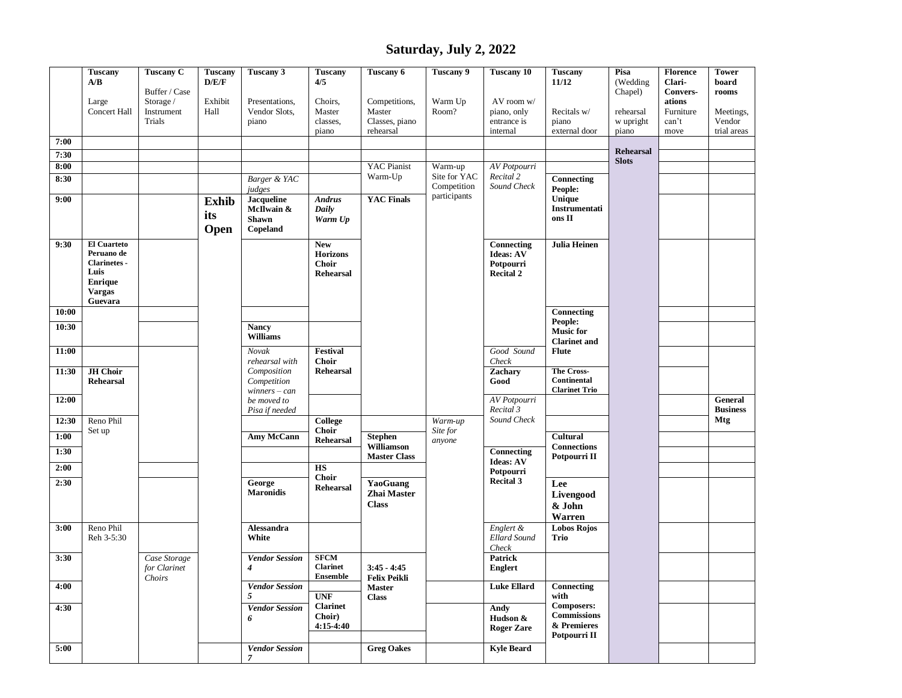# Saturday, July 2, 2022

| | **Tuscany A/B**<br><br>Large Concert Hall | **Tuscany C**<br><br>Buffer / Case Storage / Instrument Trials | **Tuscany D/E/F**<br><br>Exhibit Hall | **Tuscany 3**<br><br>Presentations, Vendor Slots, piano | **Tuscany 4/5**<br><br>Choirs, Master classes, piano | **Tuscany 6**<br><br>Competitions, Master Classes, piano rehearsal | **Tuscany 9**<br><br>Warm Up Room? | **Tuscany 10**<br><br>AV room w/ piano, only entrance is internal | **Tuscany 11/12**<br><br>Recitals w/ piano external door | **Pisa** (Wedding Chapel)<br><br>rehearsal w upright piano | **Florence Clari-Convers-ations**<br><br>Furniture can't move | **Tower board rooms**<br><br>Meetings, Vendor trial areas |
|---|---|---|---|---|---|---|---|---|---|---|---|---|
| **7:00** | | | | | | | | | | **Rehearsal Slots** | | |
| **7:30** | | | | | | | | | | | | |
| **8:00** | | | | | | YAC Pianist Warm-Up | Warm-up Site for YAC Competition participants | *AV Potpourri Recital 2 Sound Check* | | | | |
| **8:30** | | | | *Barger & YAC judges* | | | | | **Connecting People: Unique Instrumentations II** | | | |
| **9:00** | | | **Exhibits Open** | **Jacqueline McIlwain & Shawn Copeland** | ***Andrus Daily Warm Up*** | **YAC Finals** | | | | | | |
| **9:30** | **El Cuarteto Peruano de Clarinetes - Luis Enrique Vargas Guevara** | | | | **New Horizons Choir Rehearsal** | | | **Connecting Ideas: AV Potpourri Recital 2** | **Julia Heinen** | | | |
| **10:00** | | | | | | | | | **Connecting People: Music for Clarinet and Flute** | | | |
| **10:30** | | | | **Nancy Williams** | | | | | | | | |
| **11:00** | | | | *Novak rehearsal with Composition Competition winners – can be moved to Pisa if needed* | **Festival Choir Rehearsal** | | | *Good Sound Check* | | | | |
| **11:30** | **JH Choir Rehearsal** | | | | | | | **Zachary Good** | **The Cross-Continental Clarinet Trio** | | | |
| **12:00** | | | | | | | | *AV Potpourri Recital 3 Sound Check* | | | | **General Business Mtg** |
| **12:30** | Reno Phil Set up | | | | **College Choir Rehearsal** | | *Warm-up Site for anyone* | | | | | |
| **1:00** | | | | **Amy McCann** | | **Stephen Williamson Master Class** | | | **Cultural Connections Potpourri II** | | | |
| **1:30** | | | | | | | | **Connecting Ideas: AV Potpourri Recital 3** | | | | |
| **2:00** | | | | | **HS Choir Rehearsal** | | | | | | | |
| **2:30** | | | | **George Maronidis** | | **YaoGuang Zhai Master Class** | | | **Lee Livengood & John Warren** | | | |
| **3:00** | Reno Phil Reh 3-5:30 | | | **Alessandra White** | | | | *Englert & Ellard Sound Check* | **Lobos Rojos Trio** | | | |
| **3:30** | | *Case Storage for Clarinet Choirs* | | ***Vendor Session 4*** | **SFCM Clarinet Ensemble** | **3:45 - 4:45 Felix Peikli Master Class** | | **Patrick Englert** | | | | |
| **4:00** | | | | ***Vendor Session 5*** | **UNF Clarinet Choir) 4:15-4:40** | | | **Luke Ellard** | **Connecting with Composers: Commissions & Premieres Potpourri II** | | | |
| **4:30** | | | | ***Vendor Session 6*** | | | | **Andy Hudson & Roger Zare** | | | | |
| **5:00** | | | | ***Vendor Session 7*** | | **Greg Oakes** | | **Kyle Beard** | | | | |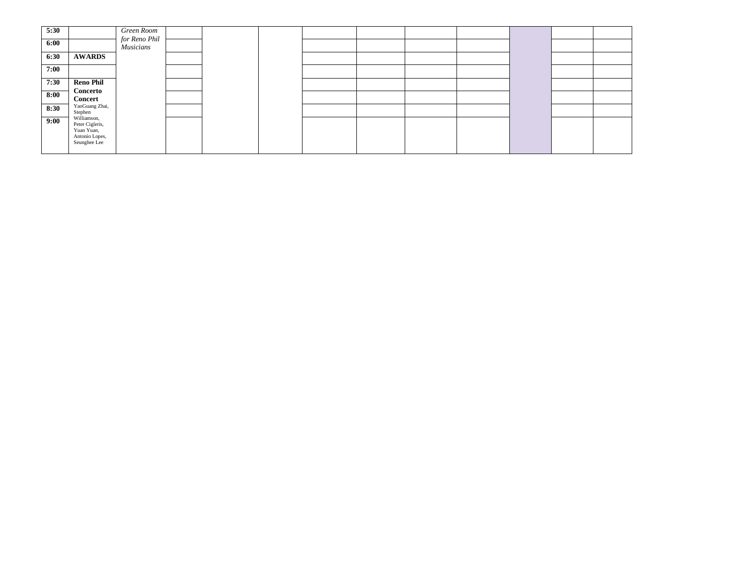| 5:30 | | *Green Room for Reno Phil Musicians* | | | | | | | | | | |
|---|---|---|---|---|---|---|---|---|---|---|---|---|
| 6:00 | | | | | | | | | | | | |
| 6:30 | **AWARDS** | | | | | | | | | | | |
| 7:00 | | | | | | | | | | | | |
| 7:30 | **Reno Phil Concerto Concert** YaoGuang Zhai, Stephen Williamson, Peter Cigleris, Yuan Yuan, Antonio Lopes, Seunghee Lee | | | | | | | | | | | |
| 8:00 | | | | | | | | | | | | |
| 8:30 | | | | | | | | | | | | |
| 9:00 | | | | | | | | | | | | |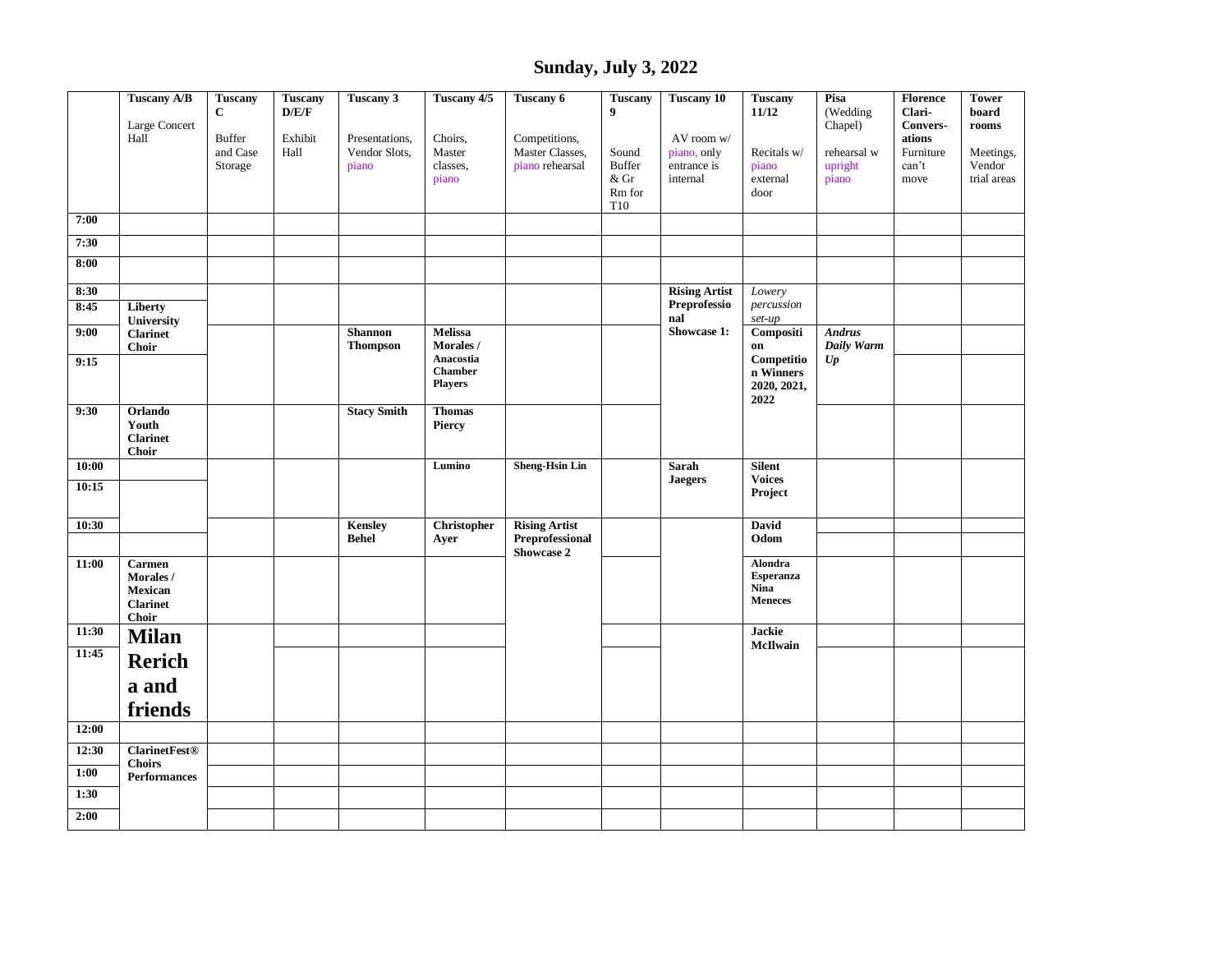# Sunday, July 3, 2022

| | Tuscany A/B<br>Large Concert Hall | Tuscany C<br>Buffer and Case Storage | Tuscany D/E/F<br>Exhibit Hall | Tuscany 3<br>Presentations, Vendor Slots, piano | Tuscany 4/5<br>Choirs, Master classes, piano | Tuscany 6<br>Competitions, Master Classes, piano rehearsal | Tuscany 9<br>Sound Buffer & Gr Rm for T10 | Tuscany 10<br>AV room w/ piano, only entrance is internal | Tuscany 11/12<br>Recitals w/ piano external door | Pisa (Wedding Chapel)<br>rehearsal w upright piano | Florence Clari-Convers-ations<br>Furniture can't move | Tower board rooms<br>Meetings, Vendor trial areas |
|---|---|---|---|---|---|---|---|---|---|---|---|---|
| **7:00** | | | | | | | | | | | | |
| **7:30** | | | | | | | | | | | | |
| **8:00** | | | | | | | | | | | | |
| **8:30** | | | | | | | | **Rising Artist Preprofessional Showcase 1:** | *Lowery percussion set-up* | | | |
| **8:45** | **Liberty University Clarinet Choir** | | | | | | | | | | | |
| **9:00** | | | | **Shannon Thompson** | **Melissa Morales / Anacostia Chamber Players** | | | | **Composition Competition Winners 2020, 2021, 2022** | ***Andrus Daily Warm Up*** | | |
| **9:15** | | | | | | | | | | | | |
| **9:30** | **Orlando Youth Clarinet Choir** | | | **Stacy Smith** | **Thomas Piercy** | | | | | | | |
| **10:00** | | | | | **Lumino** | **Sheng-Hsin Lin** | | **Sarah Jaegers** | **Silent Voices Project** | | | |
| **10:15** | | | | | | | | | | | | |
| **10:30** | | | | **Kensley Behel** | **Christopher Ayer** | **Rising Artist Preprofessional Showcase 2** | | | **David Odom** | | | |
| | | | | | | | | | | | | |
| **11:00** | **Carmen Morales / Mexican Clarinet Choir** | | | | | | | | **Alondra Esperanza Nina Meneces** | | | |
| **11:30** | **Milan Rericha and friends** | | | | | | | | **Jackie McIlwain** | | | |
| **11:45** | | | | | | | | | | | | |
| **12:00** | | | | | | | | | | | | |
| **12:30** | **ClarinetFest® Choirs Performances** | | | | | | | | | | | |
| **1:00** | | | | | | | | | | | | |
| **1:30** | | | | | | | | | | | | |
| **2:00** | | | | | | | | | | | | |